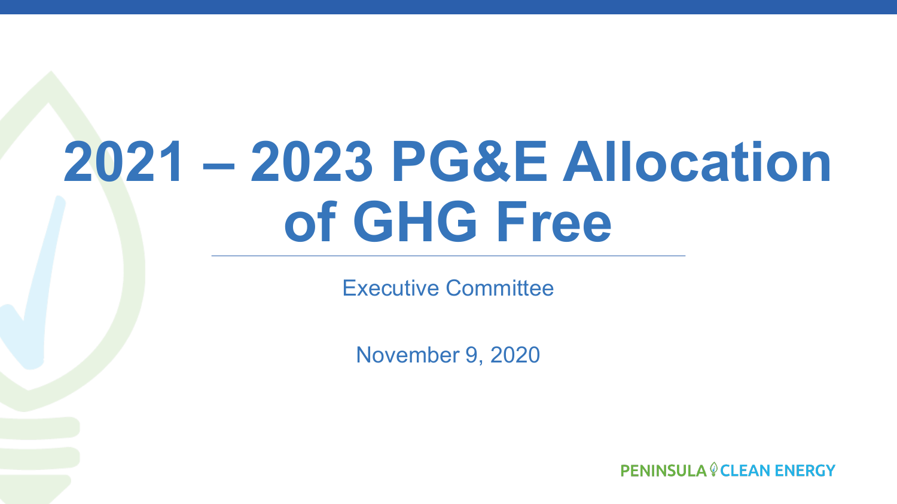# 2021 – 2023 PG&E Allocation of GHG Free

Executive Committee

November 9, 2020

PENINSULA CLEAN ENERGY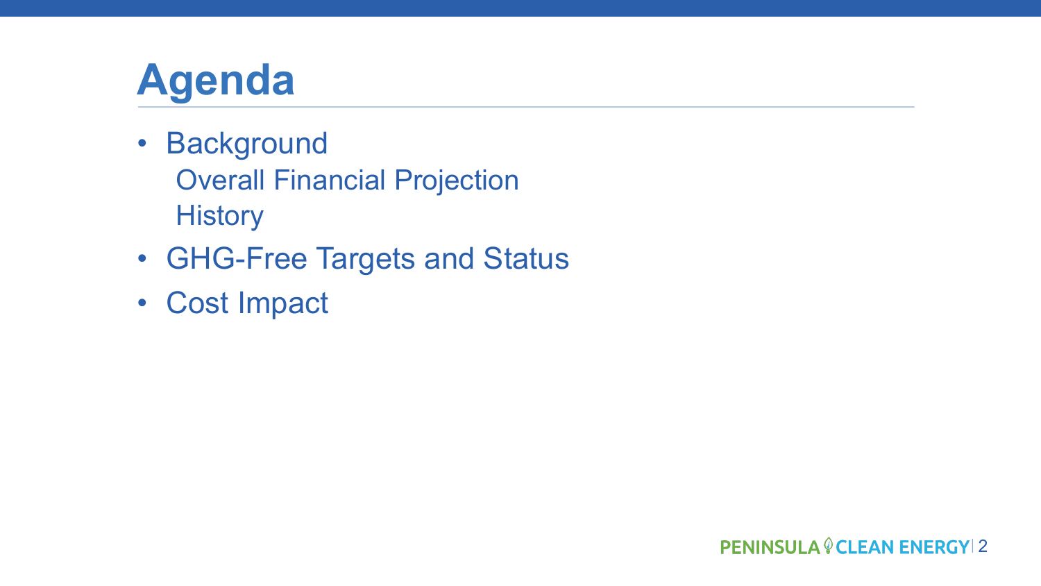# Agenda

- Background
  - Overall Financial Projection
  - History
- GHG-Free Targets and Status
- Cost Impact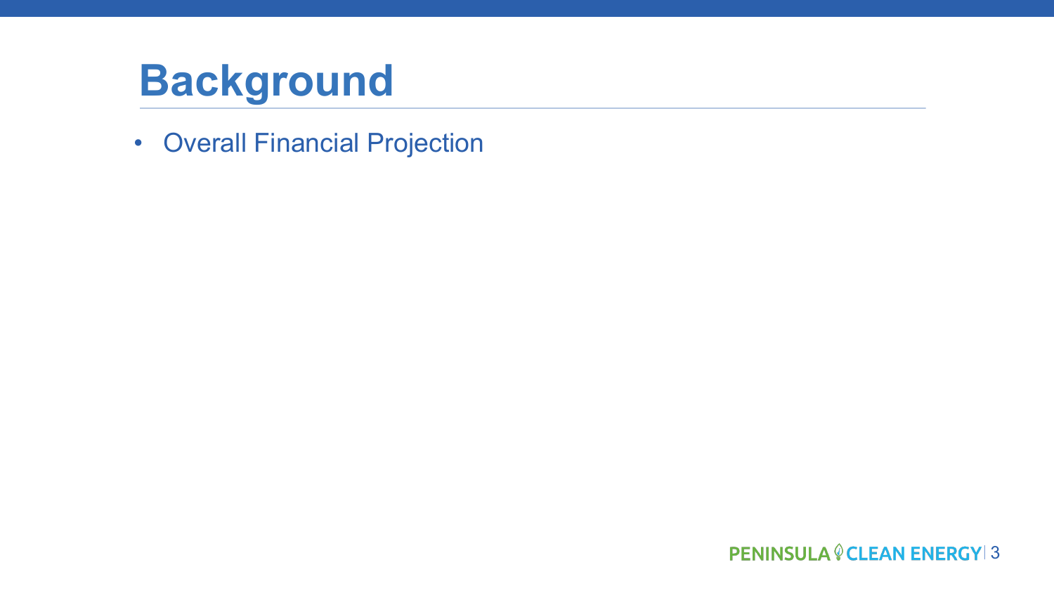# Background

- Overall Financial Projection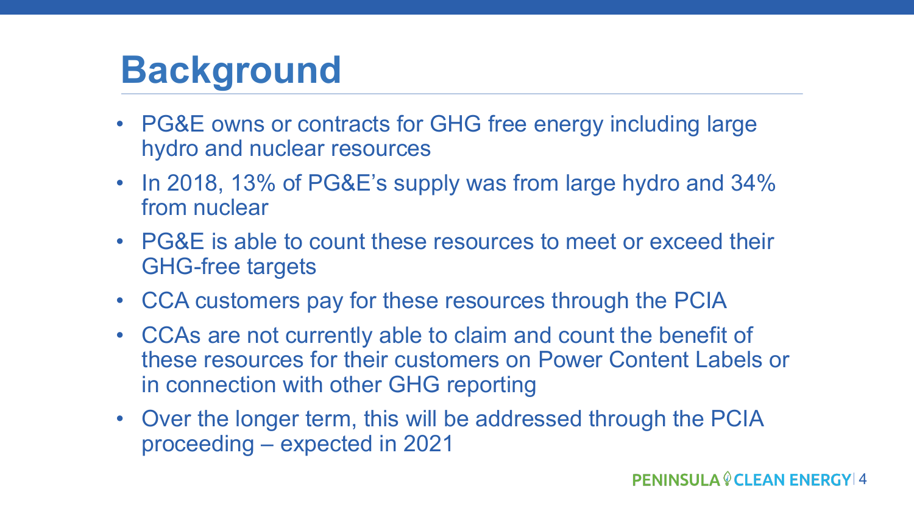# Background

- PG&E owns or contracts for GHG free energy including large hydro and nuclear resources
- In 2018, 13% of PG&E's supply was from large hydro and 34% from nuclear
- PG&E is able to count these resources to meet or exceed their GHG-free targets
- CCA customers pay for these resources through the PCIA
- CCAs are not currently able to claim and count the benefit of these resources for their customers on Power Content Labels or in connection with other GHG reporting
- Over the longer term, this will be addressed through the PCIA proceeding – expected in 2021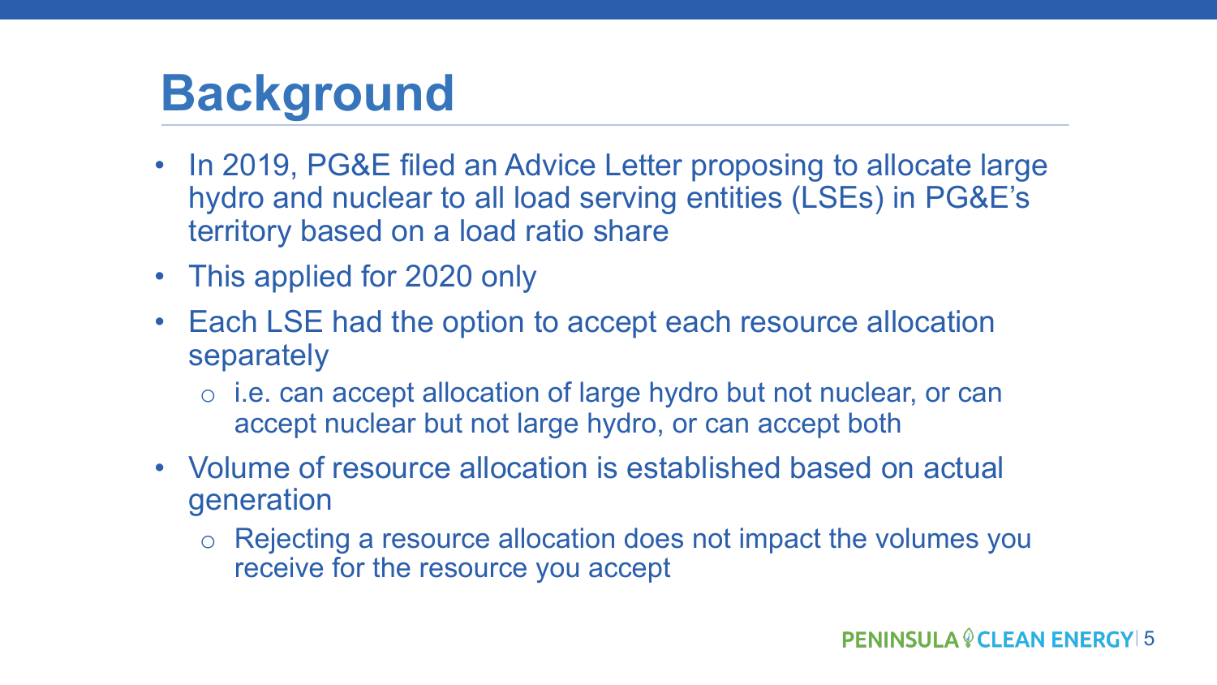# Background

- In 2019, PG&E filed an Advice Letter proposing to allocate large hydro and nuclear to all load serving entities (LSEs) in PG&E's territory based on a load ratio share
- This applied for 2020 only
- Each LSE had the option to accept each resource allocation separately
  - i.e. can accept allocation of large hydro but not nuclear, or can accept nuclear but not large hydro, or can accept both
- Volume of resource allocation is established based on actual generation
  - Rejecting a resource allocation does not impact the volumes you receive for the resource you accept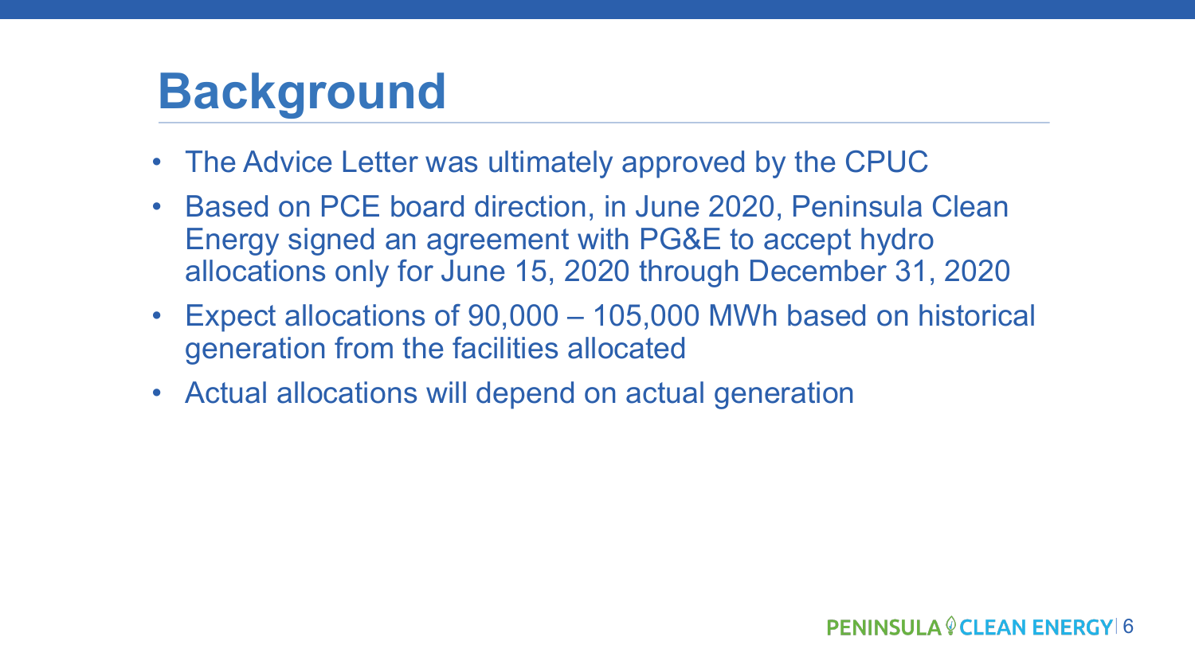# Background

- The Advice Letter was ultimately approved by the CPUC
- Based on PCE board direction, in June 2020, Peninsula Clean Energy signed an agreement with PG&E to accept hydro allocations only for June 15, 2020 through December 31, 2020
- Expect allocations of 90,000 – 105,000 MWh based on historical generation from the facilities allocated
- Actual allocations will depend on actual generation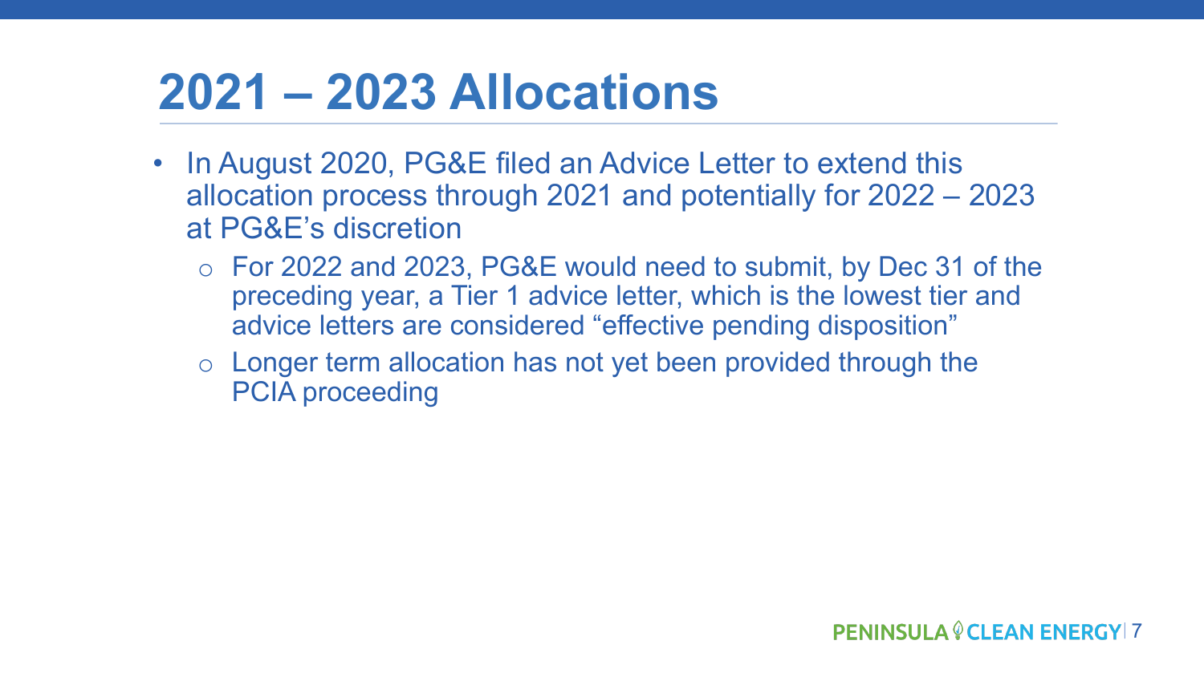# 2021 – 2023 Allocations

- In August 2020, PG&E filed an Advice Letter to extend this allocation process through 2021 and potentially for 2022 – 2023 at PG&E's discretion
  - For 2022 and 2023, PG&E would need to submit, by Dec 31 of the preceding year, a Tier 1 advice letter, which is the lowest tier and advice letters are considered "effective pending disposition"
  - Longer term allocation has not yet been provided through the PCIA proceeding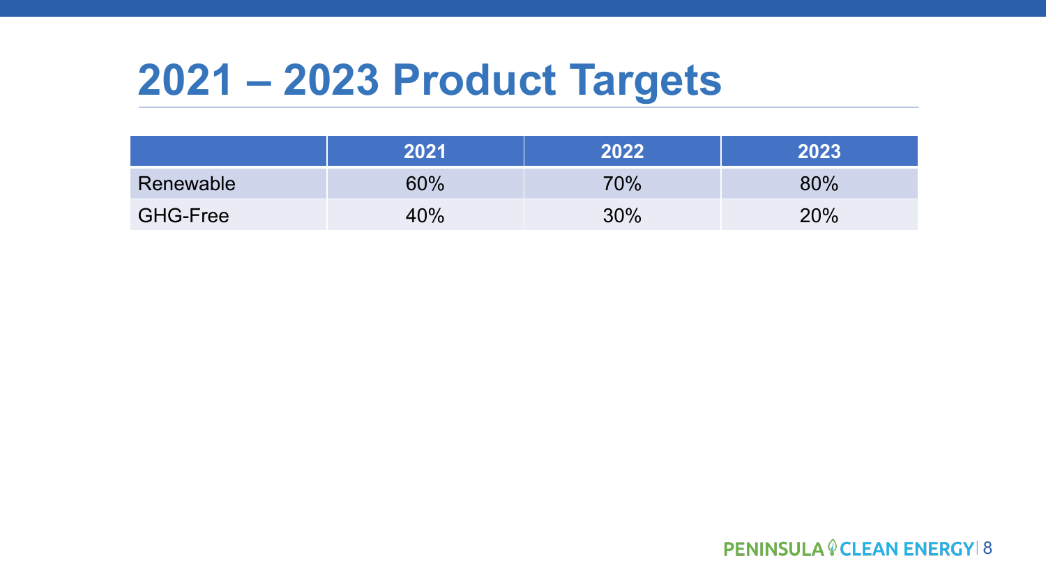# 2021 – 2023 Product Targets

| | 2021 | 2022 | 2023 |
|---|---|---|---|
| Renewable | 60% | 70% | 80% |
| GHG-Free | 40% | 30% | 20% |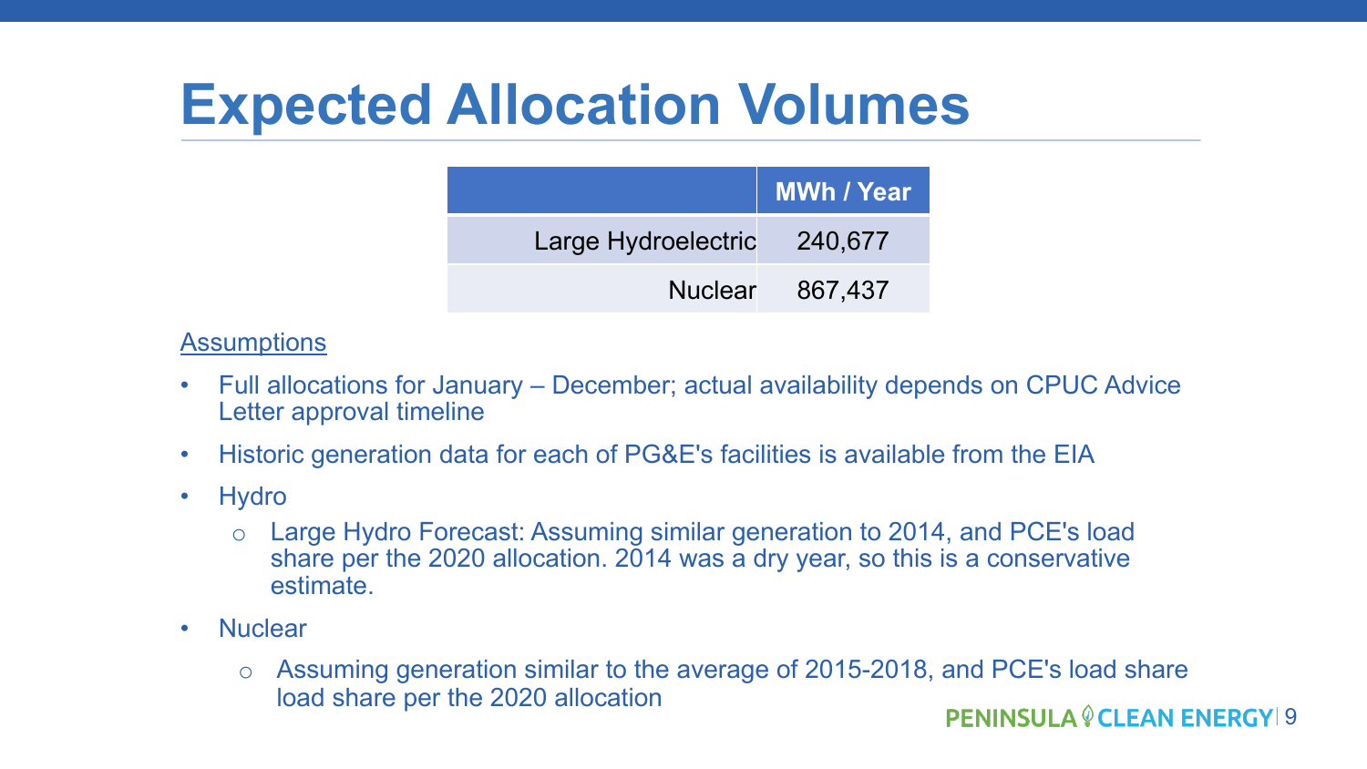# Expected Allocation Volumes

| | MWh / Year |
|---|---|
| Large Hydroelectric | 240,677 |
| Nuclear | 867,437 |

Assumptions

- Full allocations for January – December; actual availability depends on CPUC Advice Letter approval timeline
- Historic generation data for each of PG&E's facilities is available from the EIA
- Hydro
  - Large Hydro Forecast: Assuming similar generation to 2014, and PCE's load share per the 2020 allocation. 2014 was a dry year, so this is a conservative estimate.
- Nuclear
  - Assuming generation similar to the average of 2015-2018, and PCE's load share load share per the 2020 allocation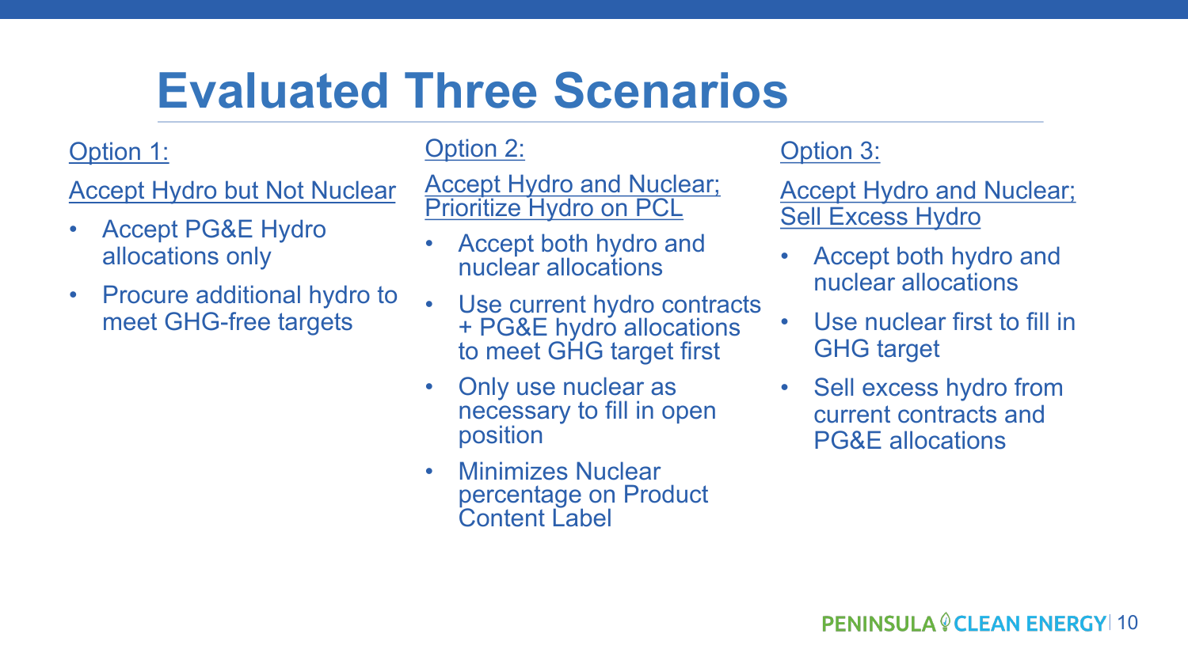# Evaluated Three Scenarios

Option 1:

Accept Hydro but Not Nuclear

- Accept PG&E Hydro allocations only
- Procure additional hydro to meet GHG-free targets

Option 2:

Accept Hydro and Nuclear; Prioritize Hydro on PCL

- Accept both hydro and nuclear allocations
- Use current hydro contracts + PG&E hydro allocations to meet GHG target first
- Only use nuclear as necessary to fill in open position
- Minimizes Nuclear percentage on Product Content Label

Option 3:

Accept Hydro and Nuclear; Sell Excess Hydro

- Accept both hydro and nuclear allocations
- Use nuclear first to fill in GHG target
- Sell excess hydro from current contracts and PG&E allocations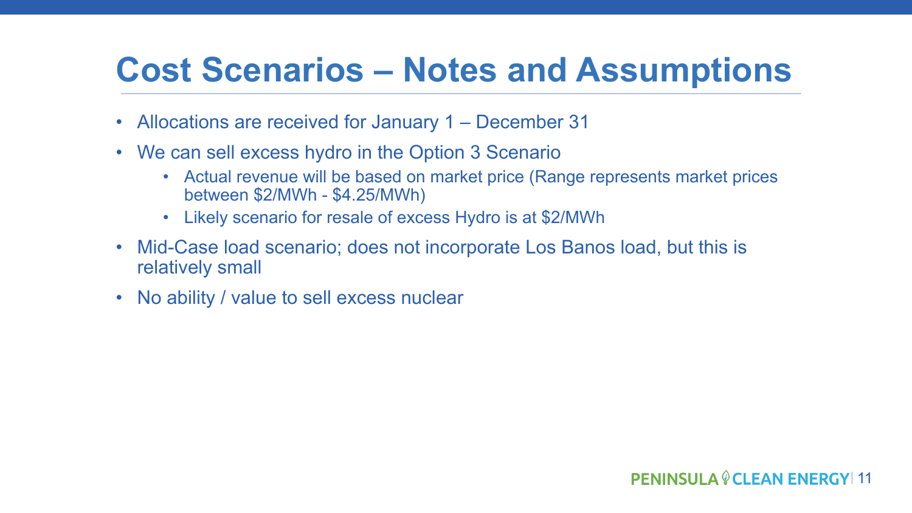# Cost Scenarios – Notes and Assumptions

- Allocations are received for January 1 – December 31
- We can sell excess hydro in the Option 3 Scenario
  - Actual revenue will be based on market price (Range represents market prices between $2/MWh - $4.25/MWh)
  - Likely scenario for resale of excess Hydro is at $2/MWh
- Mid-Case load scenario; does not incorporate Los Banos load, but this is relatively small
- No ability / value to sell excess nuclear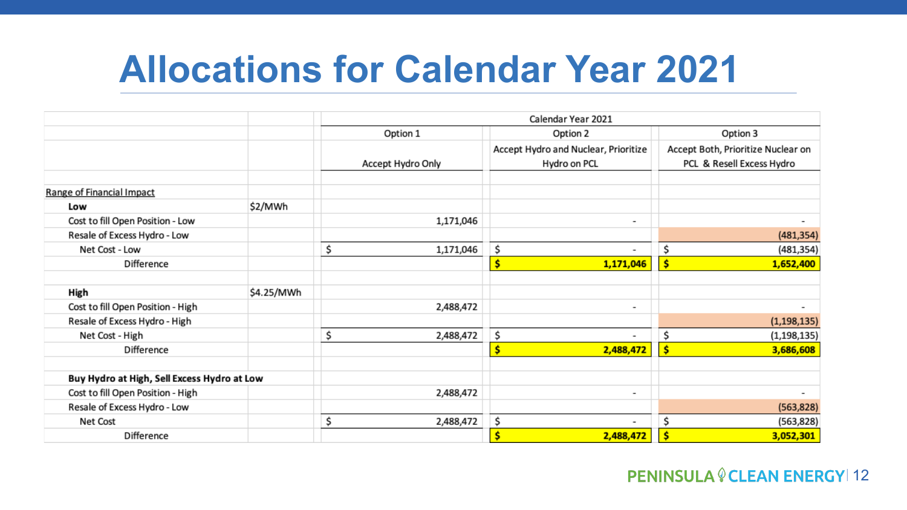# Allocations for Calendar Year 2021

| | | Calendar Year 2021 | | |
|---|---|---|---|---|
| | | Option 1 | Option 2 | Option 3 |
| | | Accept Hydro Only | Accept Hydro and Nuclear, Prioritize Hydro on PCL | Accept Both, Prioritize Nuclear on PCL & Resell Excess Hydro |
| Range of Financial Impact | | | | |
| **Low** | $2/MWh | | | |
| Cost to fill Open Position - Low | | 1,171,046 | - | - |
| Resale of Excess Hydro - Low | | | | (481,354) |
| Net Cost - Low | | $ 1,171,046 | $ - | $ (481,354) |
| Difference | | | **$ 1,171,046** | **$ 1,652,400** |
| **High** | $4.25/MWh | | | |
| Cost to fill Open Position - High | | 2,488,472 | - | - |
| Resale of Excess Hydro - High | | | | (1,198,135) |
| Net Cost - High | | $ 2,488,472 | $ - | $ (1,198,135) |
| Difference | | | **$ 2,488,472** | **$ 3,686,608** |
| **Buy Hydro at High, Sell Excess Hydro at Low** | | | | |
| Cost to fill Open Position - High | | 2,488,472 | - | - |
| Resale of Excess Hydro - Low | | | | (563,828) |
| Net Cost | | $ 2,488,472 | $ - | $ (563,828) |
| Difference | | | **$ 2,488,472** | **$ 3,052,301** |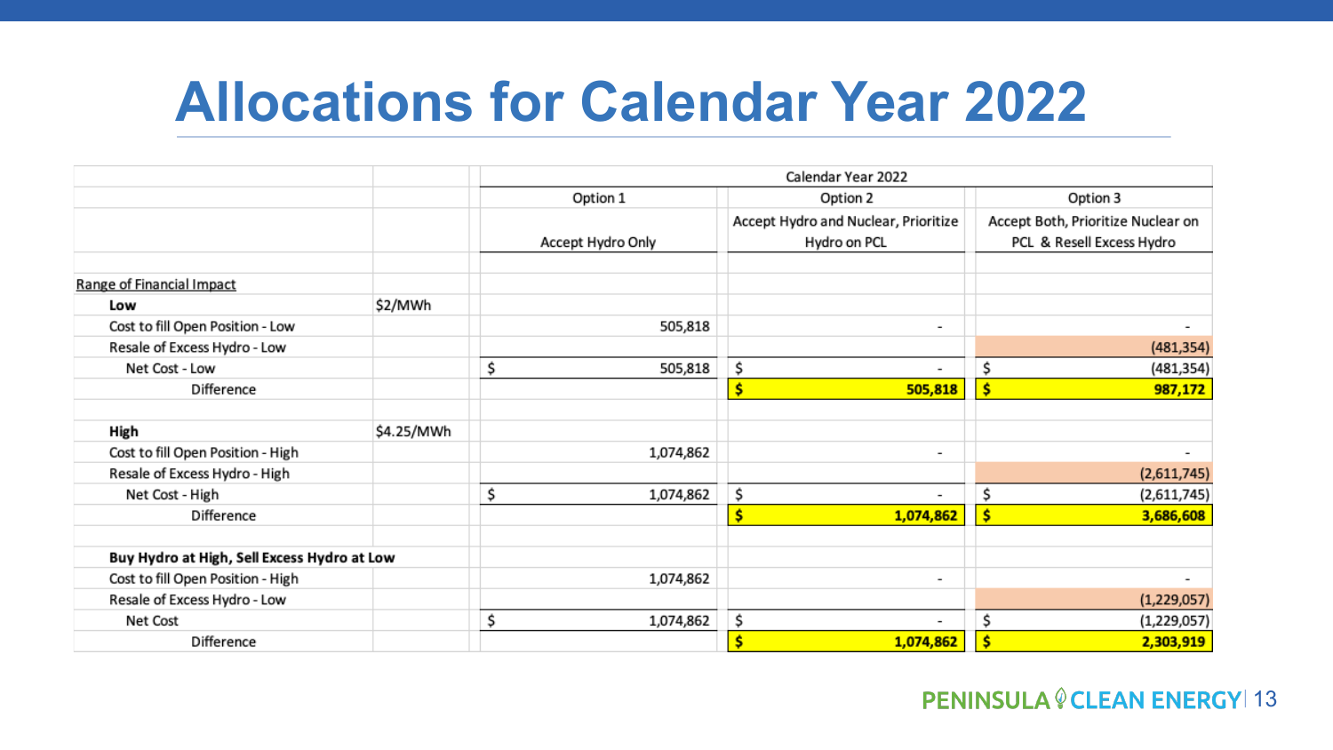# Allocations for Calendar Year 2022

| | | Calendar Year 2022 | | |
|---|---|---|---|---|
| | | Option 1 | Option 2 | Option 3 |
| | | Accept Hydro Only | Accept Hydro and Nuclear, Prioritize Hydro on PCL | Accept Both, Prioritize Nuclear on PCL & Resell Excess Hydro |
| Range of Financial Impact | | | | |
| **Low** | $2/MWh | | | |
| Cost to fill Open Position - Low | | 505,818 | - | - |
| Resale of Excess Hydro - Low | | | | (481,354) |
| Net Cost - Low | | $ 505,818 | $ - | $ (481,354) |
| Difference | | | **$ 505,818** | **$ 987,172** |
| | | | | |
| **High** | $4.25/MWh | | | |
| Cost to fill Open Position - High | | 1,074,862 | - | - |
| Resale of Excess Hydro - High | | | | (2,611,745) |
| Net Cost - High | | $ 1,074,862 | $ - | $ (2,611,745) |
| Difference | | | **$ 1,074,862** | **$ 3,686,608** |
| | | | | |
| **Buy Hydro at High, Sell Excess Hydro at Low** | | | | |
| Cost to fill Open Position - High | | 1,074,862 | - | - |
| Resale of Excess Hydro - Low | | | | (1,229,057) |
| Net Cost | | $ 1,074,862 | $ - | $ (1,229,057) |
| Difference | | | **$ 1,074,862** | **$ 2,303,919** |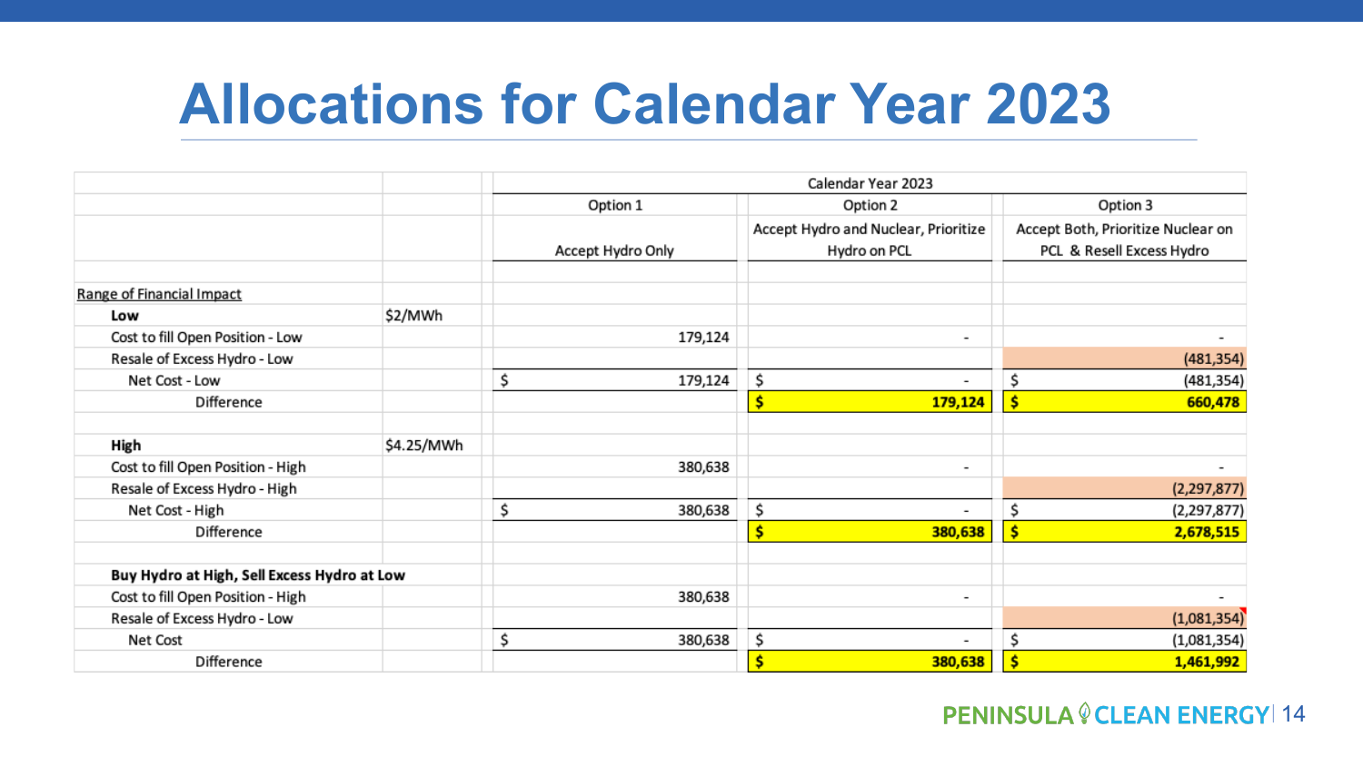# Allocations for Calendar Year 2023

| | | Calendar Year 2023 | | |
|---|---|---|---|---|
| | | Option 1 | Option 2 | Option 3 |
| | | Accept Hydro Only | Accept Hydro and Nuclear, Prioritize Hydro on PCL | Accept Both, Prioritize Nuclear on PCL & Resell Excess Hydro |
| Range of Financial Impact | | | | |
| **Low** | $2/MWh | | | |
| Cost to fill Open Position - Low | | 179,124 | - | - |
| Resale of Excess Hydro - Low | | | | (481,354) |
| Net Cost - Low | | $ 179,124 | $ - | $ (481,354) |
| Difference | | | **$ 179,124** | **$ 660,478** |
| **High** | $4.25/MWh | | | |
| Cost to fill Open Position - High | | 380,638 | - | - |
| Resale of Excess Hydro - High | | | | (2,297,877) |
| Net Cost - High | | $ 380,638 | $ - | $ (2,297,877) |
| Difference | | | **$ 380,638** | **$ 2,678,515** |
| **Buy Hydro at High, Sell Excess Hydro at Low** | | | | |
| Cost to fill Open Position - High | | 380,638 | - | - |
| Resale of Excess Hydro - Low | | | | (1,081,354) |
| Net Cost | | $ 380,638 | $ - | $ (1,081,354) |
| Difference | | | **$ 380,638** | **$ 1,461,992** |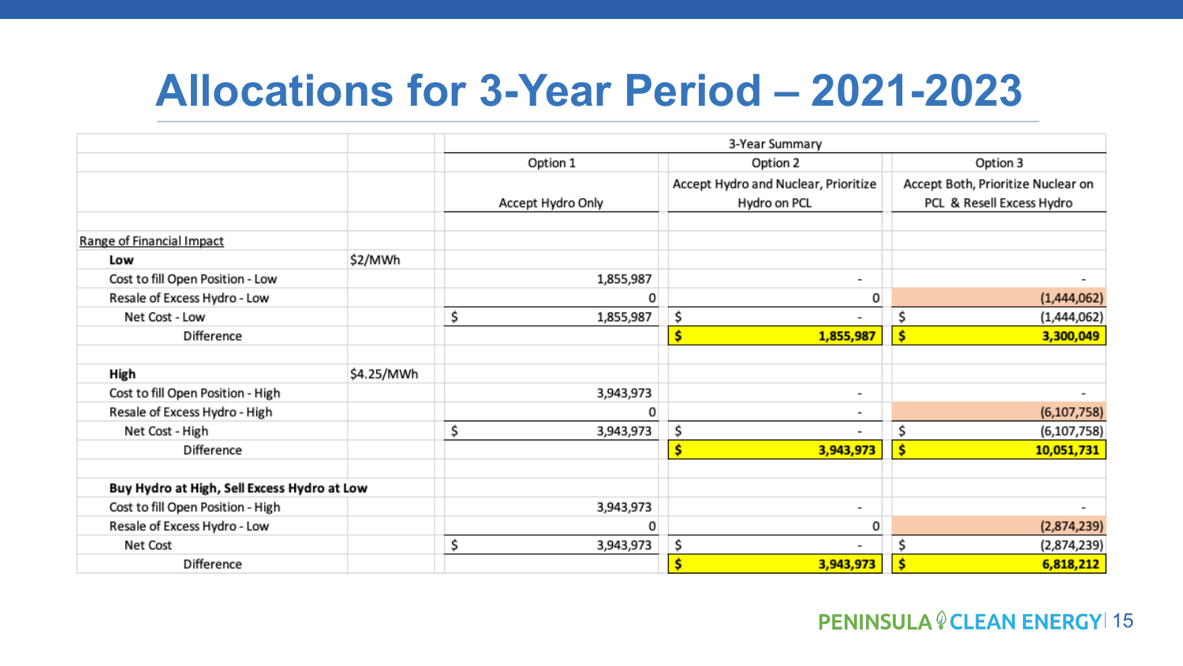# Allocations for 3-Year Period – 2021-2023

| | | 3-Year Summary | | |
|---|---|---|---|---|
| | | Option 1 | Option 2 | Option 3 |
| | | Accept Hydro Only | Accept Hydro and Nuclear, Prioritize Hydro on PCL | Accept Both, Prioritize Nuclear on PCL & Resell Excess Hydro |
| Range of Financial Impact | | | | |
| **Low** | $2/MWh | | | |
| Cost to fill Open Position - Low | | 1,855,987 | - | - |
| Resale of Excess Hydro - Low | | 0 | 0 | (1,444,062) |
| Net Cost - Low | | $ 1,855,987 | $ - | $ (1,444,062) |
| Difference | | | **$ 1,855,987** | **$ 3,300,049** |
| **High** | $4.25/MWh | | | |
| Cost to fill Open Position - High | | 3,943,973 | - | - |
| Resale of Excess Hydro - High | | 0 | - | (6,107,758) |
| Net Cost - High | | $ 3,943,973 | $ - | $ (6,107,758) |
| Difference | | | **$ 3,943,973** | **$ 10,051,731** |
| **Buy Hydro at High, Sell Excess Hydro at Low** | | | | |
| Cost to fill Open Position - High | | 3,943,973 | - | - |
| Resale of Excess Hydro - Low | | 0 | 0 | (2,874,239) |
| Net Cost | | $ 3,943,973 | $ - | $ (2,874,239) |
| Difference | | | **$ 3,943,973** | **$ 6,818,212** |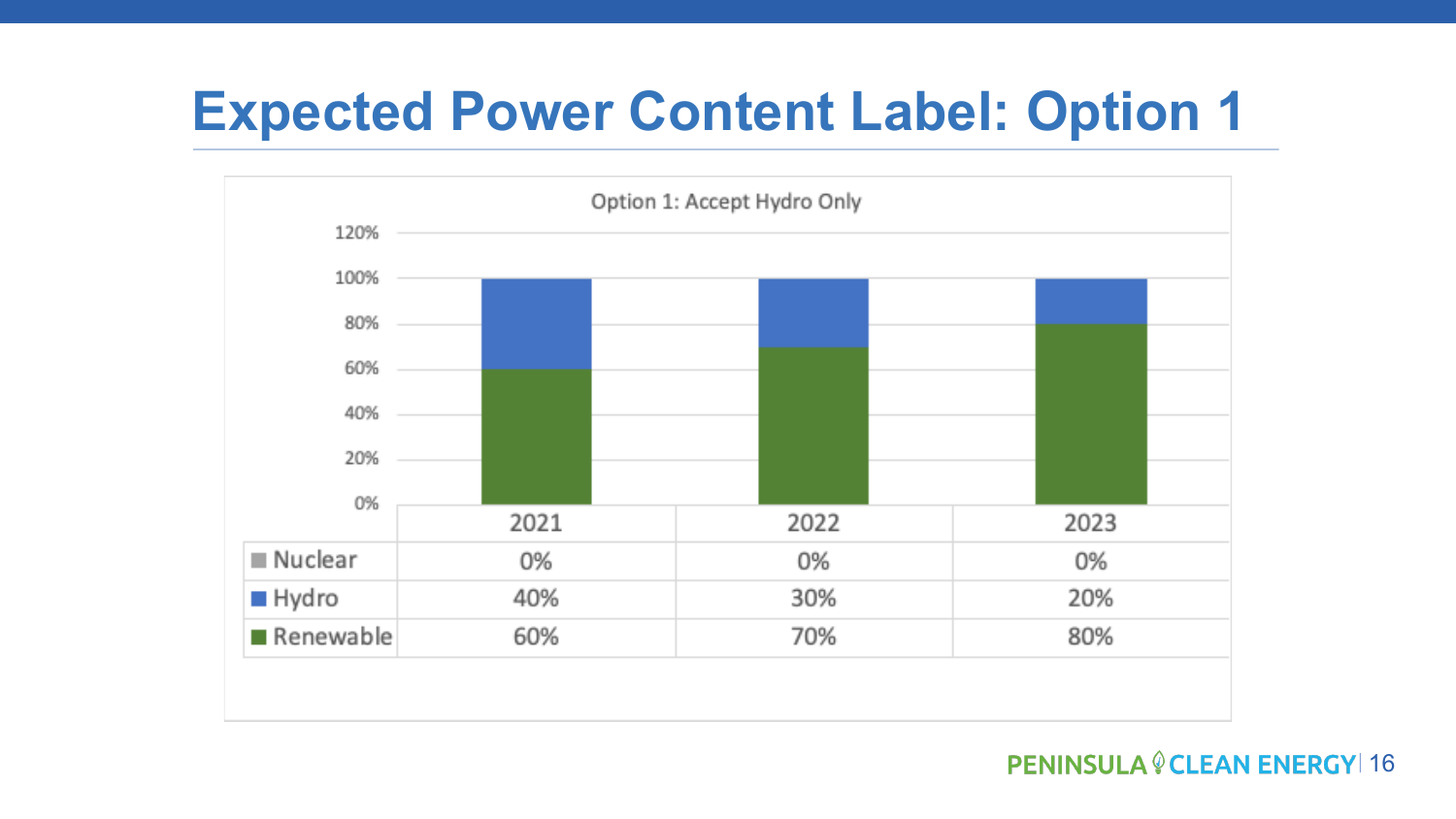# Expected Power Content Label: Option 1

Option 1: Accept Hydro Only

| | 2021 | 2022 | 2023 |
|---|---|---|---|
| Nuclear | 0% | 0% | 0% |
| Hydro | 40% | 30% | 20% |
| Renewable | 60% | 70% | 80% |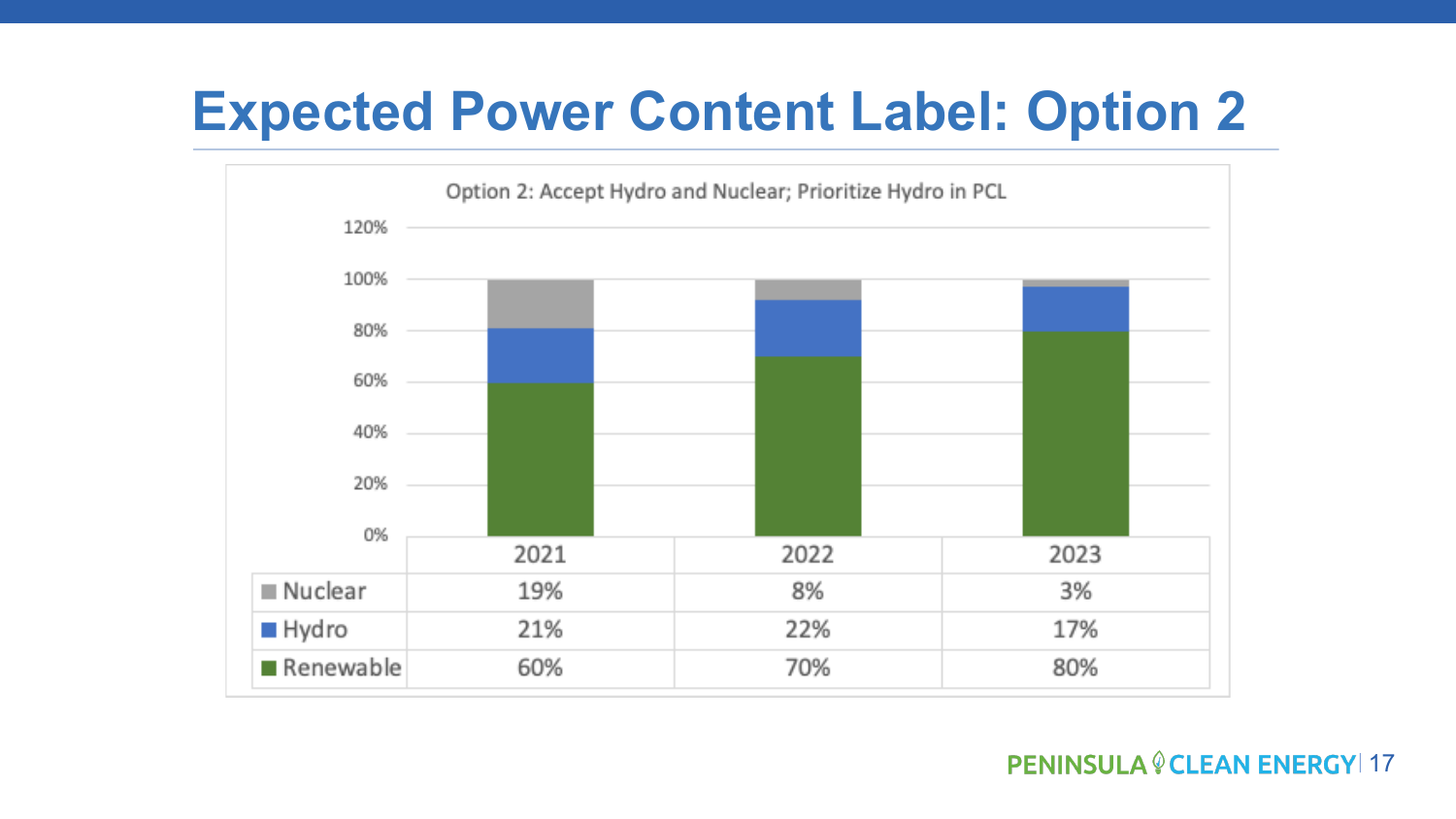# Expected Power Content Label: Option 2

Option 2: Accept Hydro and Nuclear; Prioritize Hydro in PCL

| | 2021 | 2022 | 2023 |
|---|---|---|---|
| Nuclear | 19% | 8% | 3% |
| Hydro | 21% | 22% | 17% |
| Renewable | 60% | 70% | 80% |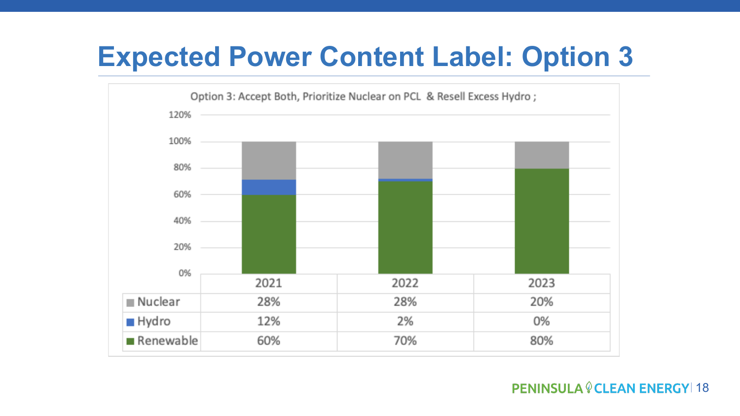# Expected Power Content Label: Option 3

Option 3: Accept Both, Prioritize Nuclear on PCL & Resell Excess Hydro ;

| | 2021 | 2022 | 2023 |
|---|---|---|---|
| Nuclear | 28% | 28% | 20% |
| Hydro | 12% | 2% | 0% |
| Renewable | 60% | 70% | 80% |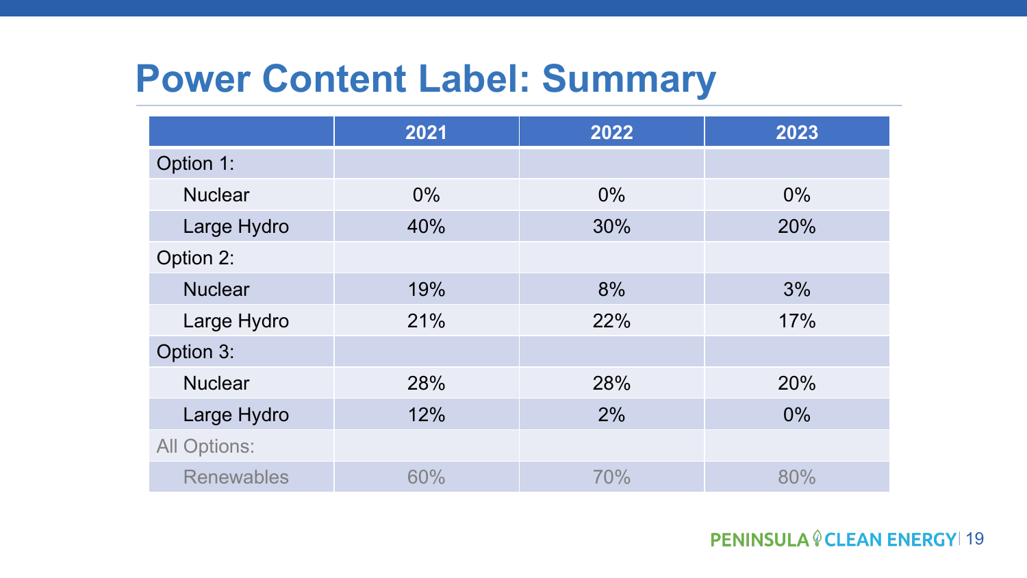# Power Content Label: Summary

| | 2021 | 2022 | 2023 |
|---|---|---|---|
| Option 1: | | | |
| Nuclear | 0% | 0% | 0% |
| Large Hydro | 40% | 30% | 20% |
| Option 2: | | | |
| Nuclear | 19% | 8% | 3% |
| Large Hydro | 21% | 22% | 17% |
| Option 3: | | | |
| Nuclear | 28% | 28% | 20% |
| Large Hydro | 12% | 2% | 0% |
| All Options: | | | |
| Renewables | 60% | 70% | 80% |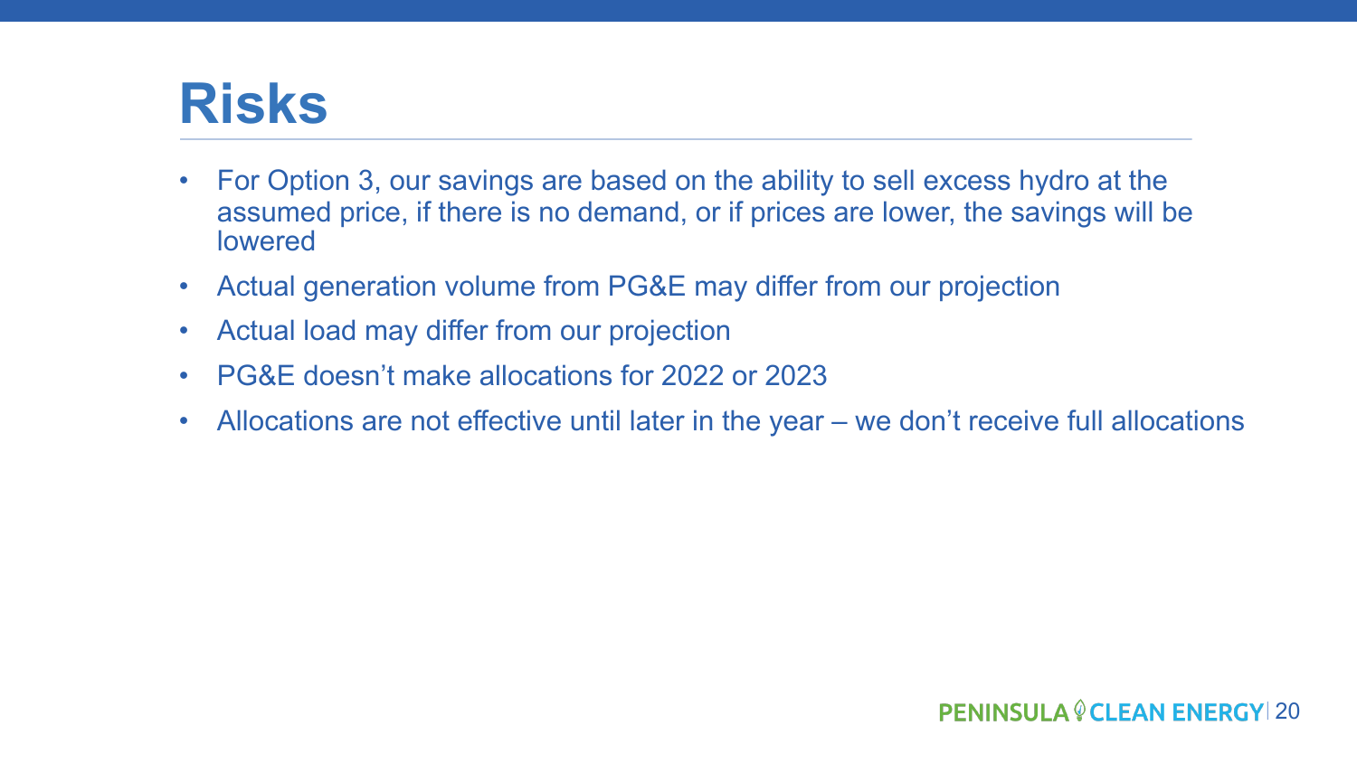# Risks

- For Option 3, our savings are based on the ability to sell excess hydro at the assumed price, if there is no demand, or if prices are lower, the savings will be lowered
- Actual generation volume from PG&E may differ from our projection
- Actual load may differ from our projection
- PG&E doesn't make allocations for 2022 or 2023
- Allocations are not effective until later in the year – we don't receive full allocations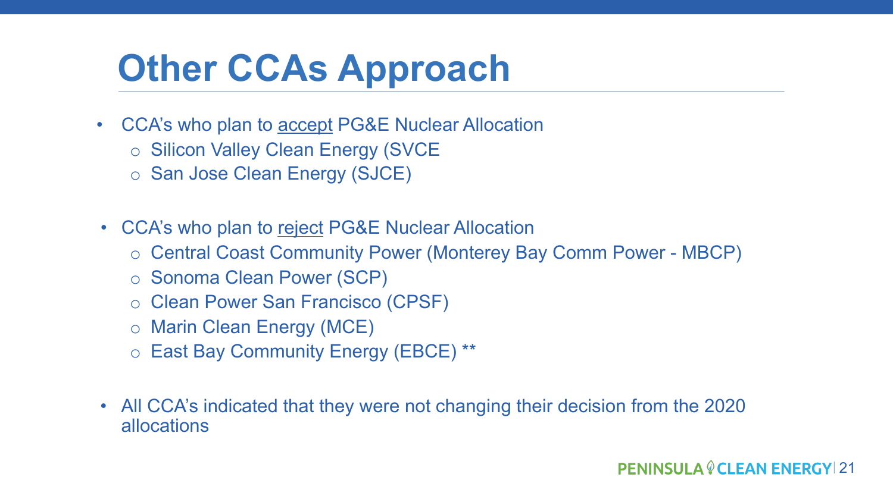# Other CCAs Approach

- CCA's who plan to <u>accept</u> PG&E Nuclear Allocation
  - Silicon Valley Clean Energy (SVCE
  - San Jose Clean Energy (SJCE)
- CCA's who plan to <u>reject</u> PG&E Nuclear Allocation
  - Central Coast Community Power (Monterey Bay Comm Power - MBCP)
  - Sonoma Clean Power (SCP)
  - Clean Power San Francisco (CPSF)
  - Marin Clean Energy (MCE)
  - East Bay Community Energy (EBCE) **
- All CCA's indicated that they were not changing their decision from the 2020 allocations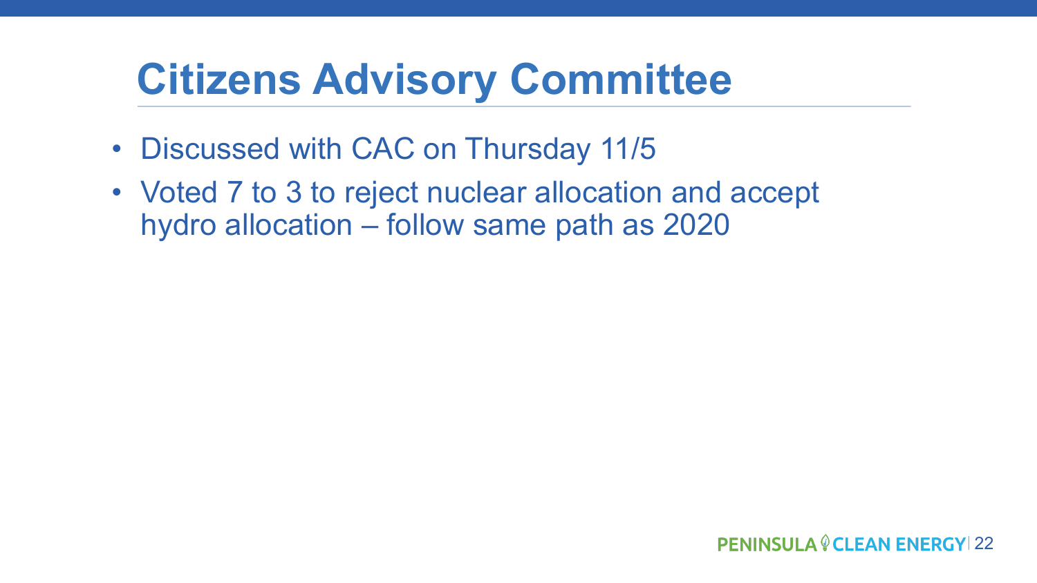# Citizens Advisory Committee

- Discussed with CAC on Thursday 11/5
- Voted 7 to 3 to reject nuclear allocation and accept hydro allocation – follow same path as 2020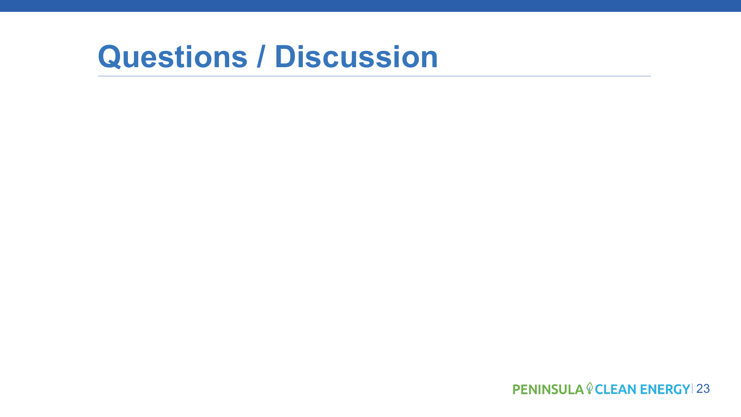# Questions / Discussion